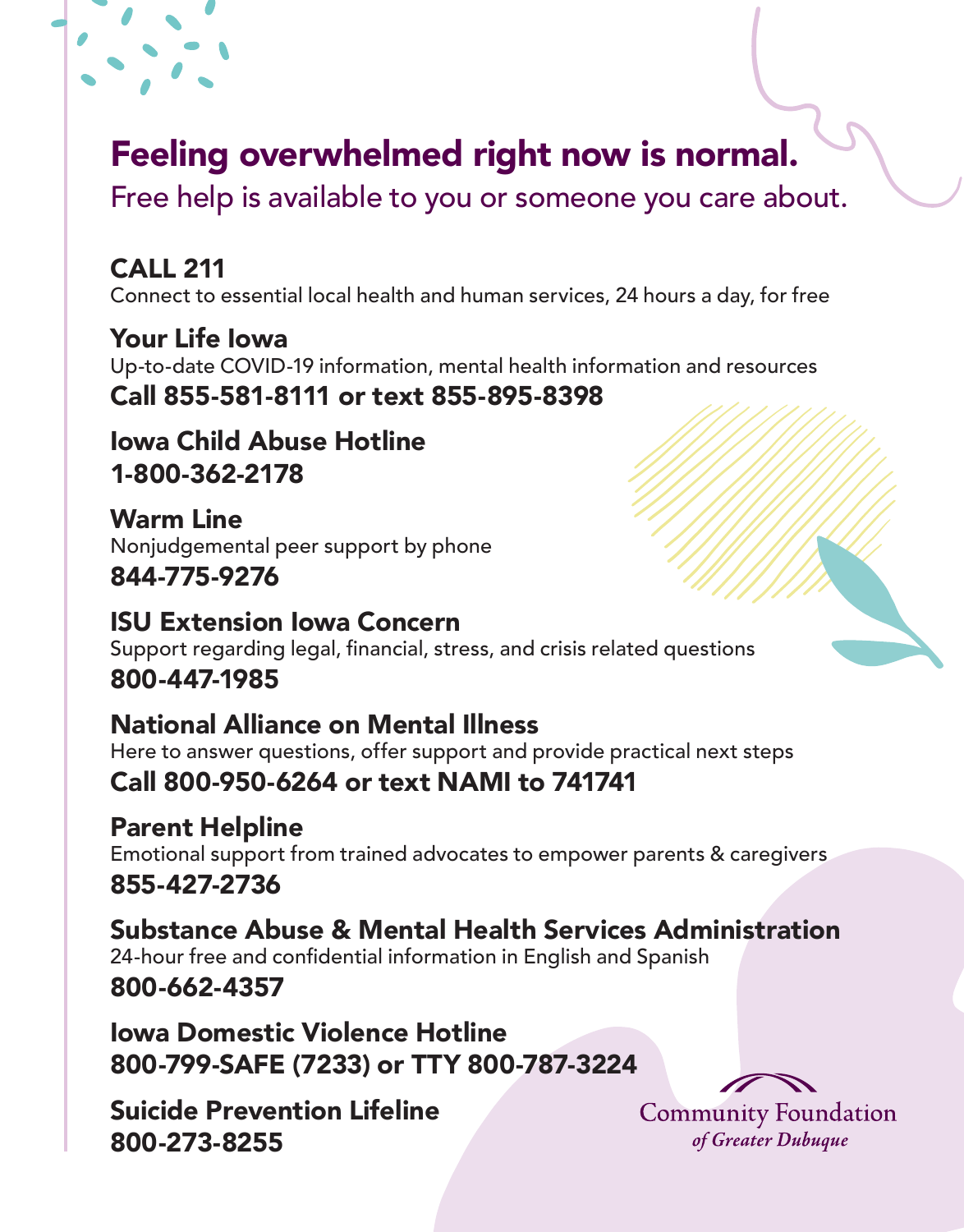# Feeling overwhelmed right now is normal.

## Free help is available to you or someone you care about.

**CALL 211**
Connect to essential local health and human services, 24 hours a day, for free

**Your Life Iowa**
Up-to-date COVID-19 information, mental health information and resources
**Call 855-581-8111 or text 855-895-8398**

**Iowa Child Abuse Hotline**
**1-800-362-2178**

**Warm Line**
Nonjudgemental peer support by phone
**844-775-9276**

**ISU Extension Iowa Concern**
Support regarding legal, financial, stress, and crisis related questions
**800-447-1985**

**National Alliance on Mental Illness**
Here to answer questions, offer support and provide practical next steps
**Call 800-950-6264 or text NAMI to 741741**

**Parent Helpline**
Emotional support from trained advocates to empower parents & caregivers
**855-427-2736**

**Substance Abuse & Mental Health Services Administration**
24-hour free and confidential information in English and Spanish
**800-662-4357**

**Iowa Domestic Violence Hotline**
**800-799-SAFE (7233) or TTY 800-787-3224**

**Suicide Prevention Lifeline**
**800-273-8255**

Community Foundation
*of Greater Dubuque*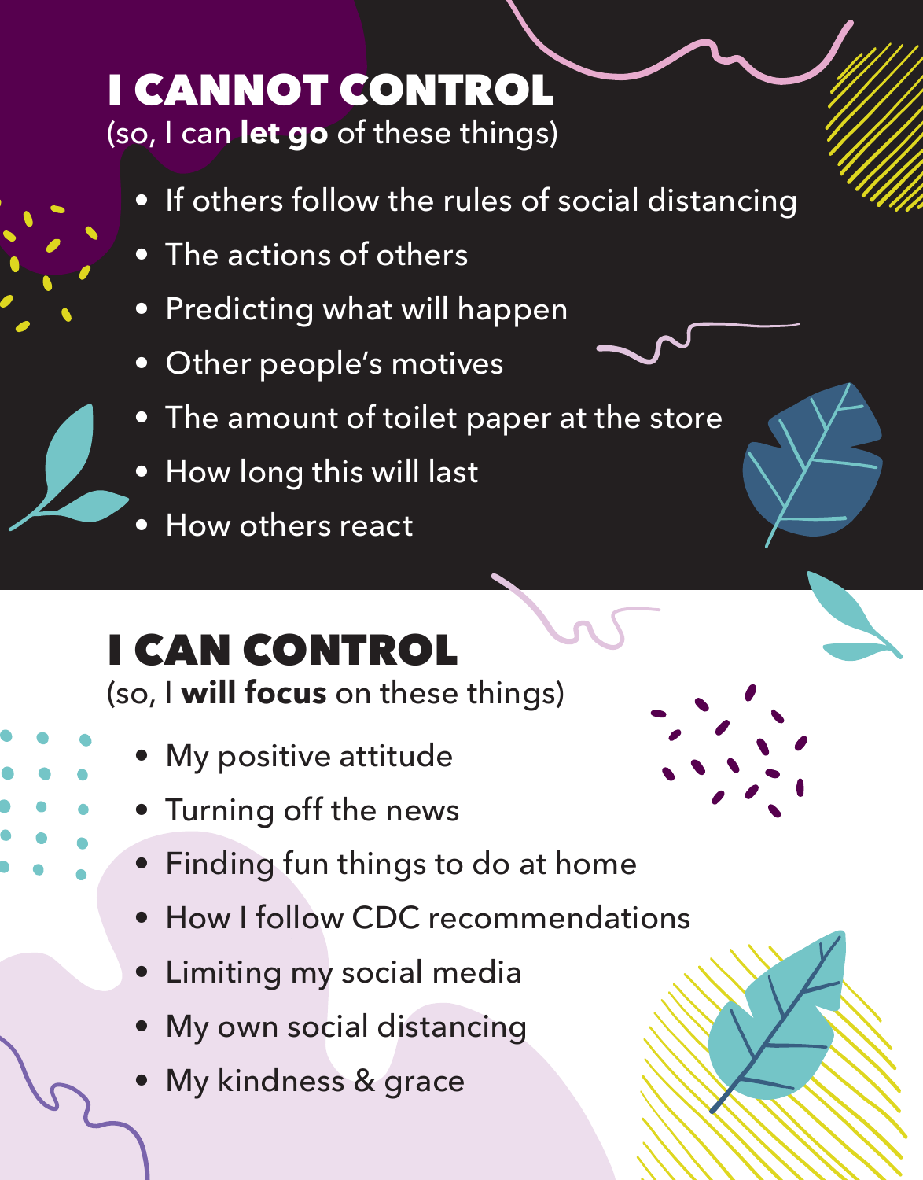# I CANNOT CONTROL

(so, I can **let go** of these things)

- If others follow the rules of social distancing
- The actions of others
- Predicting what will happen
- Other people's motives
- The amount of toilet paper at the store
- How long this will last
- How others react

# I CAN CONTROL

(so, I **will focus** on these things)

- My positive attitude
- Turning off the news
- Finding fun things to do at home
- How I follow CDC recommendations
- Limiting my social media
- My own social distancing
- My kindness & grace